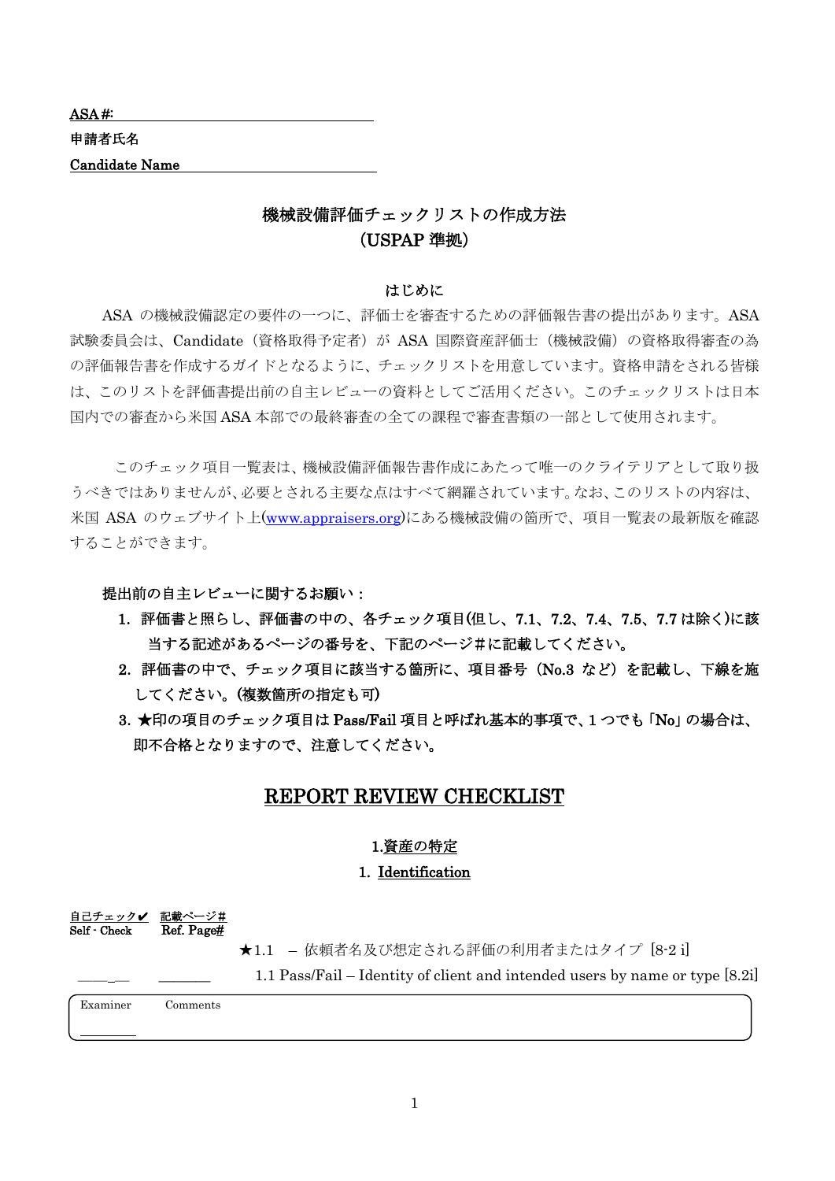ASA #: \_\_\_\_\_\_\_\_\_\_\_\_\_\_\_\_\_\_\_\_\_\_\_\_\_\_\_\_

申請者氏名

Candidate Name \_\_\_\_\_\_\_\_\_\_\_\_\_\_\_\_\_\_\_\_\_\_\_\_\_\_\_\_

# 機械設備評価チェックリストの作成方法
# （USPAP 準拠）

## はじめに

ASA の機械設備認定の要件の一つに、評価士を審査するための評価報告書の提出があります。ASA 試験委員会は、Candidate（資格取得予定者）が ASA 国際資産評価士（機械設備）の資格取得審査の為の評価報告書を作成するガイドとなるように、チェックリストを用意しています。資格申請をされる皆様は、このリストを評価書提出前の自主レビューの資料としてご活用ください。このチェックリストは日本国内での審査から米国 ASA 本部での最終審査の全ての課程で審査書類の一部として使用されます。

このチェック項目一覧表は、機械設備評価報告書作成にあたって唯一のクライテリアとして取り扱うべきではありませんが、必要とされる主要な点はすべて網羅されています。なお、このリストの内容は、米国 ASA のウェブサイト上(www.appraisers.org)にある機械設備の箇所で、項目一覧表の最新版を確認することができます。

**提出前の自主レビューに関するお願い：**

1. **評価書と照らし、評価書の中の、各チェック項目(但し、7.1、7.2、7.4、7.5、7.7 は除く)に該当する記述があるページの番号を、下記のページ＃に記載してください。**
2. **評価書の中で、チェック項目に該当する箇所に、項目番号（No.3 など）を記載し、下線を施してください。(複数箇所の指定も可)**
3. **★印の項目のチェック項目は Pass/Fail 項目と呼ばれ基本的事項で、1 つでも「No」の場合は、即不合格となりますので、注意してください。**

## REPORT REVIEW CHECKLIST

### 1.資産の特定
### 1. Identification

| 自己チェック✔ Self - Check | 記載ページ# Ref. Page# | |
|---|---|---|
| | | ★1.1 – 依頼者名及び想定される評価の利用者またはタイプ [8-2 i] |
| \_\_\_\_\_\_ | \_\_\_\_\_\_ | 1.1 Pass/Fail – Identity of client and intended users by name or type [8.2i] |

Examiner \_\_\_\_\_\_\_\_ Comments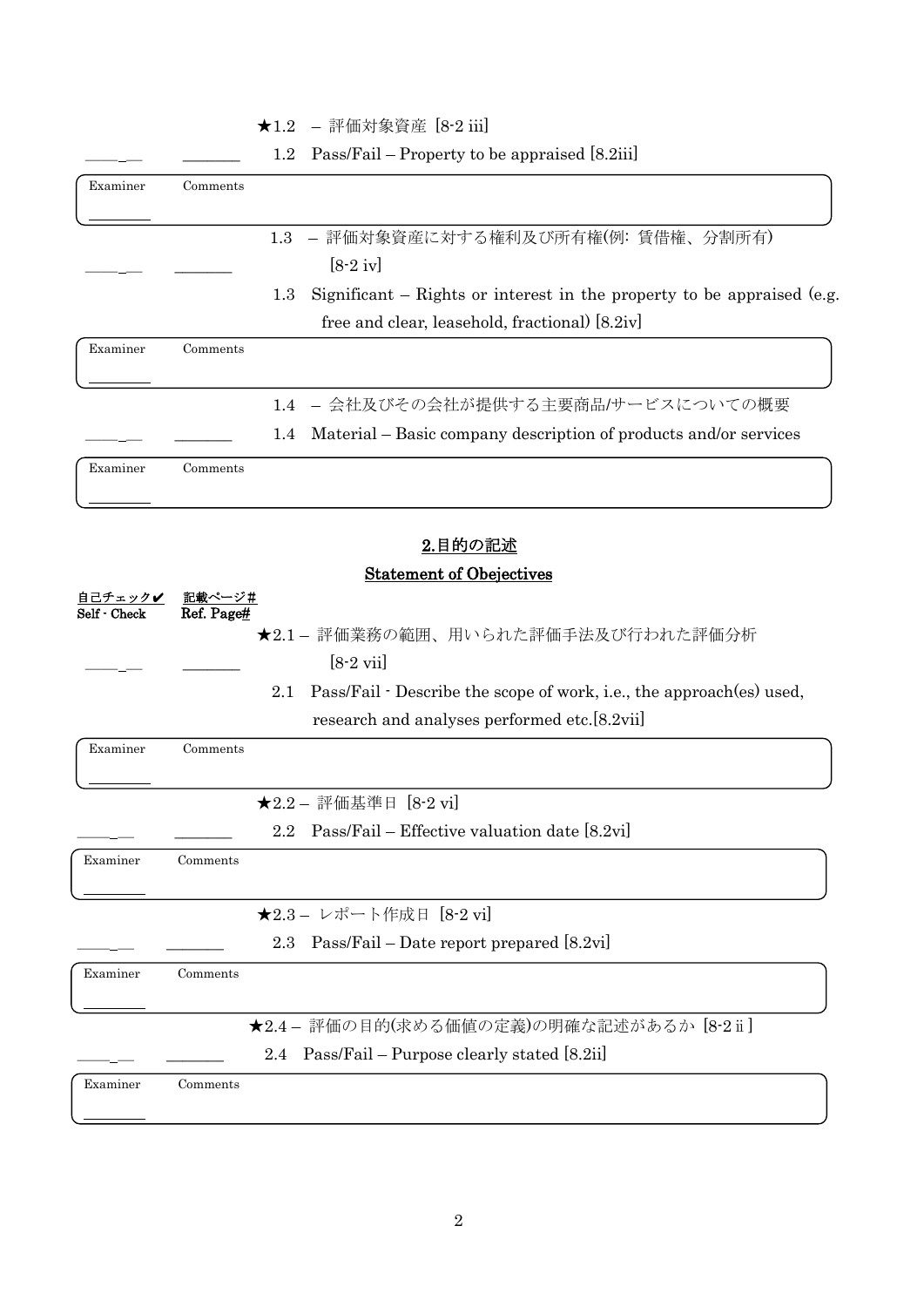★1.2 – 評価対象資産 [8-2 iii]

\_\_\_\_\_\_\_ \_\_\_\_\_\_\_ 1.2 Pass/Fail – Property to be appraised [8.2iii]

| Examiner | Comments |
|---|---|
| \_\_\_\_\_\_\_\_ | |

1.3 – 評価対象資産に対する権利及び所有権(例: 賃借権、分割所有) [8-2 iv]

\_\_\_\_\_\_\_ \_\_\_\_\_\_\_ 1.3 Significant – Rights or interest in the property to be appraised (e.g. free and clear, leasehold, fractional) [8.2iv]

| Examiner | Comments |
|---|---|
| \_\_\_\_\_\_\_\_ | |

1.4 – 会社及びその会社が提供する主要商品/サービスについての概要

\_\_\_\_\_\_\_ \_\_\_\_\_\_\_ 1.4 Material – Basic company description of products and/or services

| Examiner | Comments |
|---|---|
| \_\_\_\_\_\_\_\_ | |

## 2.目的の記述

## Statement of Obejectives

| 自己チェック✔ Self - Check | 記載ページ# Ref. Page# |
|---|---|

★2.1 – 評価業務の範囲、用いられた評価手法及び行われた評価分析 [8-2 vii]

\_\_\_\_\_\_\_ \_\_\_\_\_\_\_ 2.1 Pass/Fail - Describe the scope of work, i.e., the approach(es) used, research and analyses performed etc.[8.2vii]

| Examiner | Comments |
|---|---|
| \_\_\_\_\_\_\_\_ | |

★2.2 – 評価基準日 [8-2 vi]

\_\_\_\_\_\_\_ \_\_\_\_\_\_\_ 2.2 Pass/Fail – Effective valuation date [8.2vi]

| Examiner | Comments |
|---|---|
| \_\_\_\_\_\_\_\_ | |

★2.3 – レポート作成日 [8-2 vi]

\_\_\_\_\_\_\_ \_\_\_\_\_\_\_ 2.3 Pass/Fail – Date report prepared [8.2vi]

| Examiner | Comments |
|---|---|
| \_\_\_\_\_\_\_\_ | |

★2.4 – 評価の目的(求める価値の定義)の明確な記述があるか [8-2 ii]

\_\_\_\_\_\_\_ \_\_\_\_\_\_\_ 2.4 Pass/Fail – Purpose clearly stated [8.2ii]

| Examiner | Comments |
|---|---|
| \_\_\_\_\_\_\_\_ | |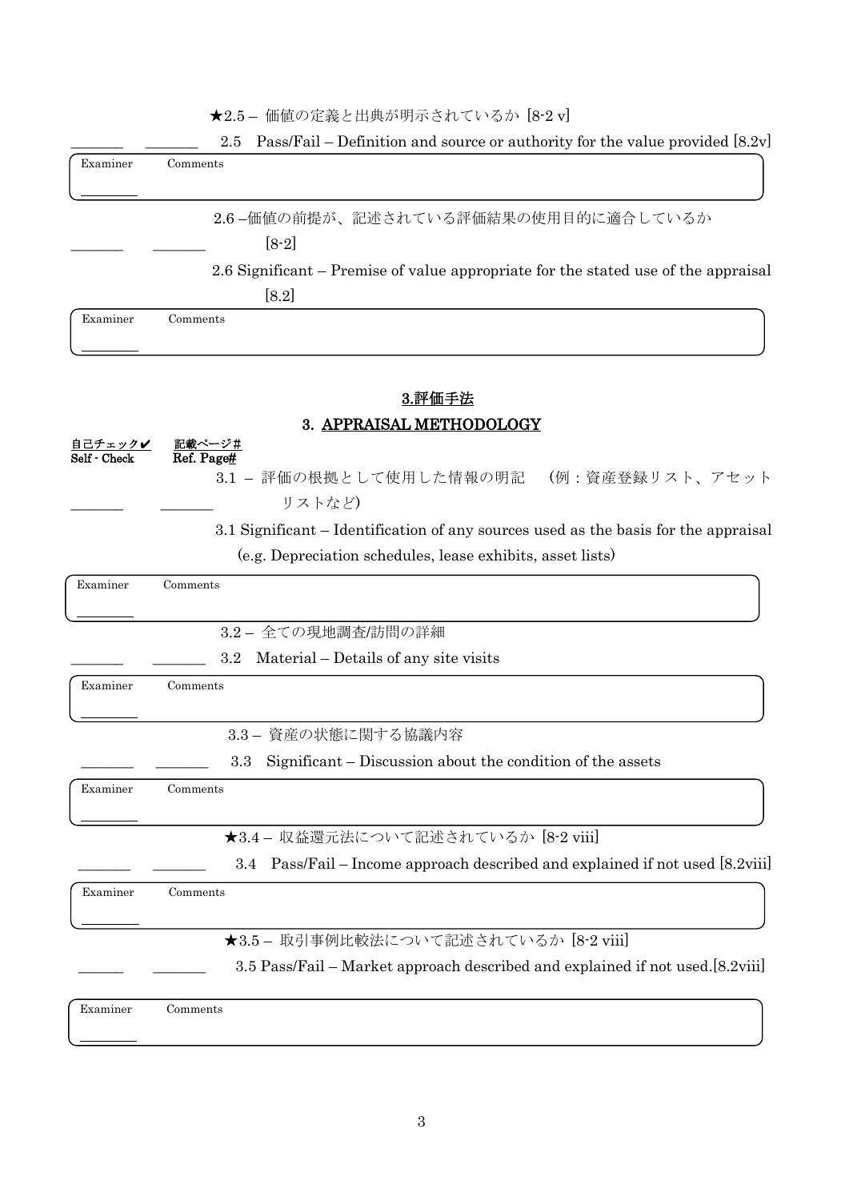★2.5 – 価値の定義と出典が明示されているか [8-2 v]

_______ _______ 2.5 Pass/Fail – Definition and source or authority for the value provided [8.2v]

Examiner Comments
________

2.6 –価値の前提が、記述されている評価結果の使用目的に適合しているか [8-2]

_______ _______ 2.6 Significant – Premise of value appropriate for the stated use of the appraisal [8.2]

Examiner Comments
________

## 3.評価手法

## 3. APPRAISAL METHODOLOGY

**自己チェック✔ Self - Check** **記載ページ# Ref. Page#**

3.1 – 評価の根拠として使用した情報の明記 (例：資産登録リスト、アセットリストなど)

_______ _______ 3.1 Significant – Identification of any sources used as the basis for the appraisal (e.g. Depreciation schedules, lease exhibits, asset lists)

Examiner Comments
________

3.2 – 全ての現地調査/訪問の詳細

_______ _______ 3.2 Material – Details of any site visits

Examiner Comments
________

3.3 – 資産の状態に関する協議内容

_______ _______ 3.3 Significant – Discussion about the condition of the assets

Examiner Comments
________

★3.4 – 収益還元法について記述されているか [8-2 viii]

_______ _______ 3.4 Pass/Fail – Income approach described and explained if not used [8.2viii]

Examiner Comments
________

★3.5 – 取引事例比較法について記述されているか [8-2 viii]

_______ _______ 3.5 Pass/Fail – Market approach described and explained if not used.[8.2viii]

Examiner Comments
________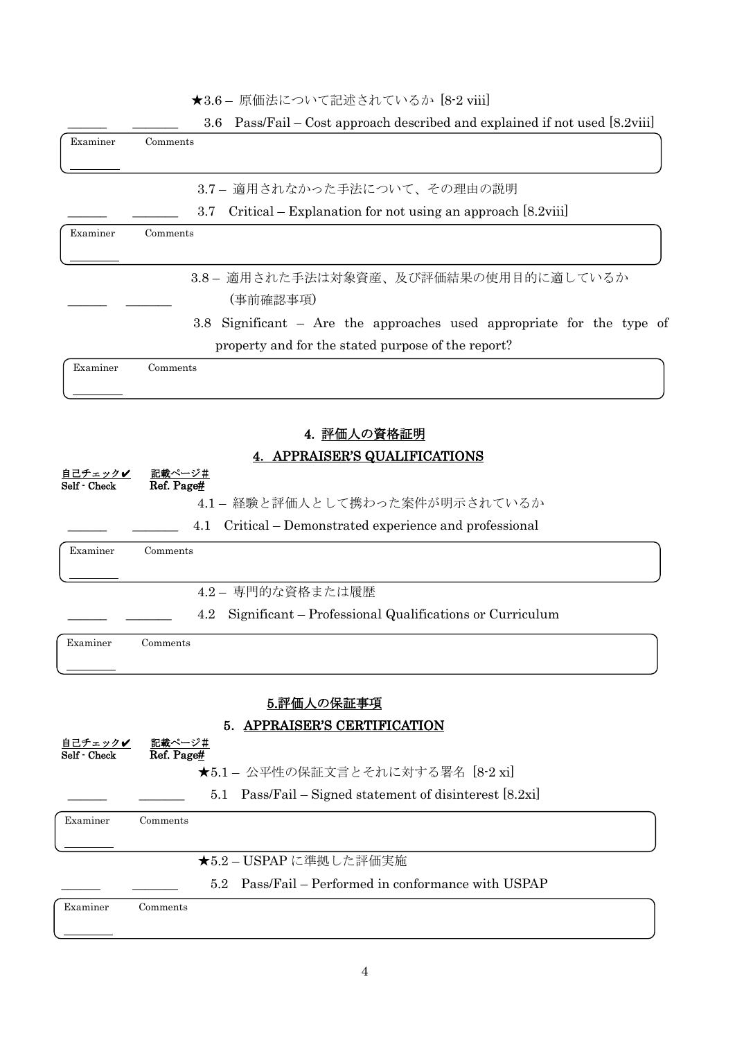★3.6 – 原価法について記述されているか [8-2 viii]

\_\_\_\_\_\_ \_\_\_\_\_\_\_ 3.6 Pass/Fail – Cost approach described and explained if not used [8.2viii]

Examiner \_\_\_\_\_\_\_\_ Comments

3.7 – 適用されなかった手法について、その理由の説明

\_\_\_\_\_\_ \_\_\_\_\_\_\_ 3.7 Critical – Explanation for not using an approach [8.2viii]

Examiner \_\_\_\_\_\_\_\_ Comments

3.8 – 適用された手法は対象資産、及び評価結果の使用目的に適しているか (事前確認事項)

\_\_\_\_\_\_ \_\_\_\_\_\_\_ 3.8 Significant – Are the approaches used appropriate for the type of property and for the stated purpose of the report?

Examiner \_\_\_\_\_\_\_\_ Comments

## 4. 評価人の資格証明

## 4. APPRAISER'S QUALIFICATIONS

自己チェック✔ Self - Check　記載ページ# Ref. Page#

4.1 – 経験と評価人として携わった案件が明示されているか

\_\_\_\_\_\_ \_\_\_\_\_\_\_ 4.1 Critical – Demonstrated experience and professional

Examiner \_\_\_\_\_\_\_\_ Comments

4.2 – 専門的な資格または履歴

\_\_\_\_\_\_ \_\_\_\_\_\_\_ 4.2 Significant – Professional Qualifications or Curriculum

Examiner \_\_\_\_\_\_\_\_ Comments

## 5.評価人の保証事項

## 5. APPRAISER'S CERTIFICATION

自己チェック✔ Self - Check　記載ページ# Ref. Page#

★5.1 – 公平性の保証文言とそれに対する署名 [8-2 xi]

\_\_\_\_\_\_ \_\_\_\_\_\_\_ 5.1 Pass/Fail – Signed statement of disinterest [8.2xi]

Examiner \_\_\_\_\_\_\_\_ Comments

★5.2 – USPAP に準拠した評価実施

\_\_\_\_\_\_ \_\_\_\_\_\_\_ 5.2 Pass/Fail – Performed in conformance with USPAP

Examiner \_\_\_\_\_\_\_\_ Comments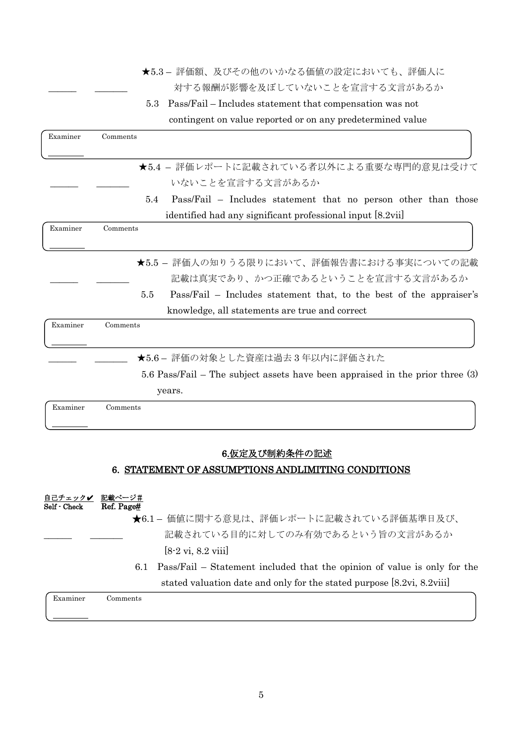______ ______ ★5.3 – 評価額、及びその他のいかなる価値の設定においても、評価人に対する報酬が影響を及ぼしていないことを宣言する文言があるか

5.3 Pass/Fail – Includes statement that compensation was not contingent on value reported or on any predetermined value

Examiner ______ Comments

______ ______ ★5.4 – 評価レポートに記載されている者以外による重要な専門的意見は受けていないことを宣言する文言があるか

5.4 Pass/Fail – Includes statement that no person other than those identified had any significant professional input [8.2vii]

Examiner ______ Comments

______ ______ ★5.5 – 評価人の知りうる限りにおいて、評価報告書における事実についての記載記載は真実であり、かつ正確であるということを宣言する文言があるか

5.5 Pass/Fail – Includes statement that, to the best of the appraiser's knowledge, all statements are true and correct

Examiner ______ Comments

______ ______ ★5.6 – 評価の対象とした資産は過去 3 年以内に評価された

5.6 Pass/Fail – The subject assets have been appraised in the prior three (3) years.

Examiner ______ Comments

## 6.仮定及び制約条件の記述

## 6. STATEMENT OF ASSUMPTIONS ANDLIMITING CONDITIONS

自己チェック✔ Self - Check　記載ページ# Ref. Page#

______ ______ ★6.1 – 価値に関する意見は、評価レポートに記載されている評価基準日及び、記載されている目的に対してのみ有効であるという旨の文言があるか [8-2 vi, 8.2 viii]

6.1 Pass/Fail – Statement included that the opinion of value is only for the stated valuation date and only for the stated purpose [8.2vi, 8.2viii]

Examiner ______ Comments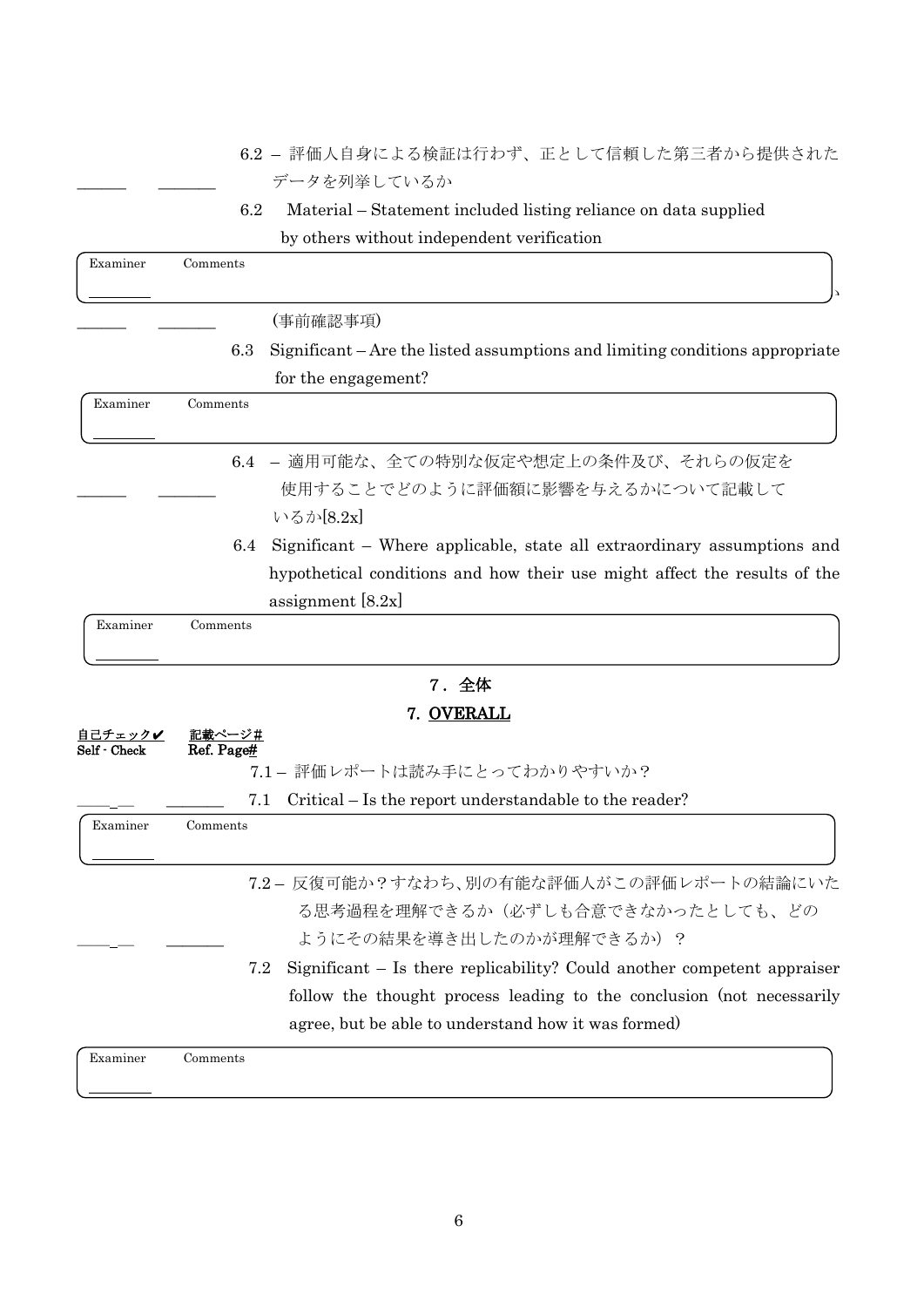______ _______ 6.2 – 評価人自身による検証は行わず、正として信頼した第三者から提供されたデータを列挙しているか

6.2 Material – Statement included listing reliance on data supplied by others without independent verification

Examiner Comments
________

______ _______ (事前確認事項)

6.3 Significant – Are the listed assumptions and limiting conditions appropriate for the engagement?

Examiner Comments
________

______ _______ 6.4 – 適用可能な、全ての特別な仮定や想定上の条件及び、それらの仮定を使用することでどのように評価額に影響を与えるかについて記載しているか[8.2x]

6.4 Significant – Where applicable, state all extraordinary assumptions and hypothetical conditions and how their use might affect the results of the assignment [8.2x]

Examiner Comments
________

## 7．全体

## 7. OVERALL

**自己チェック✔** **記載ページ#**
**Self - Check** **Ref. Page#**

______ _______ 7.1 – 評価レポートは読み手にとってわかりやすいか？

7.1 Critical – Is the report understandable to the reader?

Examiner Comments
________

______ _______ 7.2 – 反復可能か？すなわち、別の有能な評価人がこの評価レポートの結論にいたる思考過程を理解できるか（必ずしも合意できなかったとしても、どのようにその結果を導き出したのかが理解できるか）？

7.2 Significant – Is there replicability? Could another competent appraiser follow the thought process leading to the conclusion (not necessarily agree, but be able to understand how it was formed)

Examiner Comments
________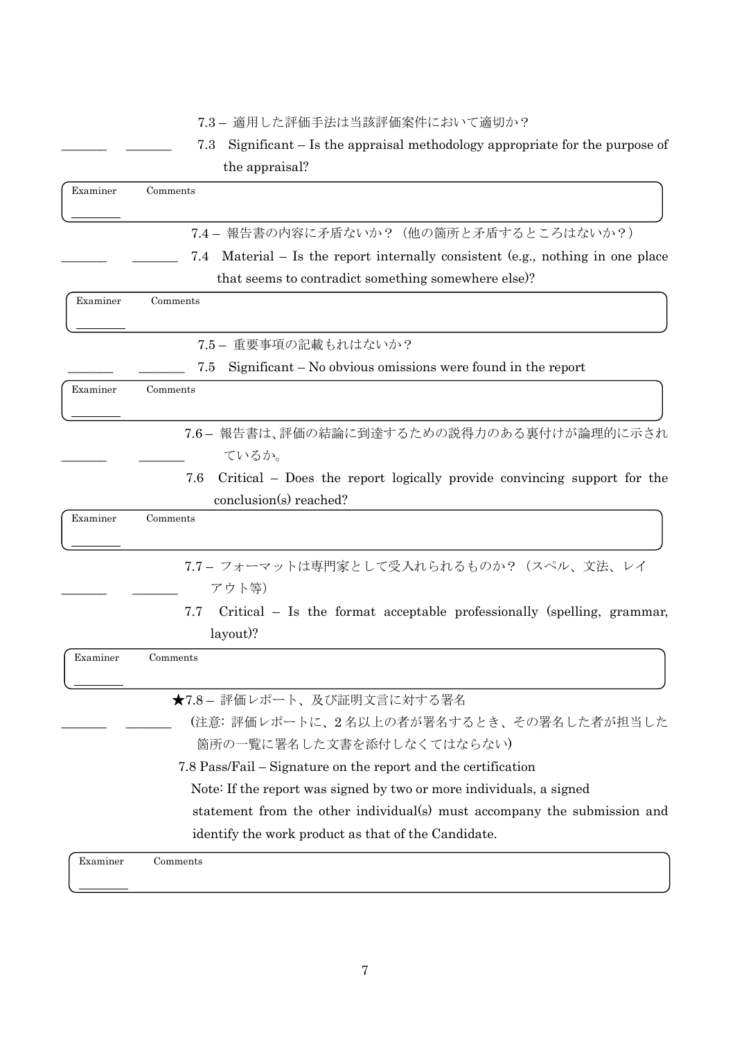_______ _______ 7.3 – 適用した評価手法は当該評価案件において適切か？

7.3 Significant – Is the appraisal methodology appropriate for the purpose of the appraisal?

| Examiner ________ | Comments |
|---|---|

_______ _______ 7.4 – 報告書の内容に矛盾ないか？（他の箇所と矛盾するところはないか？）

7.4 Material – Is the report internally consistent (e.g., nothing in one place that seems to contradict something somewhere else)?

| Examiner ________ | Comments |
|---|---|

_______ _______ 7.5 – 重要事項の記載もれはないか？

7.5 Significant – No obvious omissions were found in the report

| Examiner ________ | Comments |
|---|---|

_______ _______ 7.6 – 報告書は、評価の結論に到達するための説得力のある裏付けが論理的に示されているか。

7.6 Critical – Does the report logically provide convincing support for the conclusion(s) reached?

| Examiner ________ | Comments |
|---|---|

_______ _______ 7.7 – フォーマットは専門家として受入れられるものか？（スペル、文法、レイアウト等）

7.7 Critical – Is the format acceptable professionally (spelling, grammar, layout)?

| Examiner ________ | Comments |
|---|---|

_______ _______ ★7.8 – 評価レポート、及び証明文言に対する署名

（注意: 評価レポートに、2 名以上の者が署名するとき、その署名した者が担当した箇所の一覧に署名した文書を添付しなくてはならない）

7.8 Pass/Fail – Signature on the report and the certification

Note: If the report was signed by two or more individuals, a signed statement from the other individual(s) must accompany the submission and identify the work product as that of the Candidate.

| Examiner ________ | Comments |
|---|---|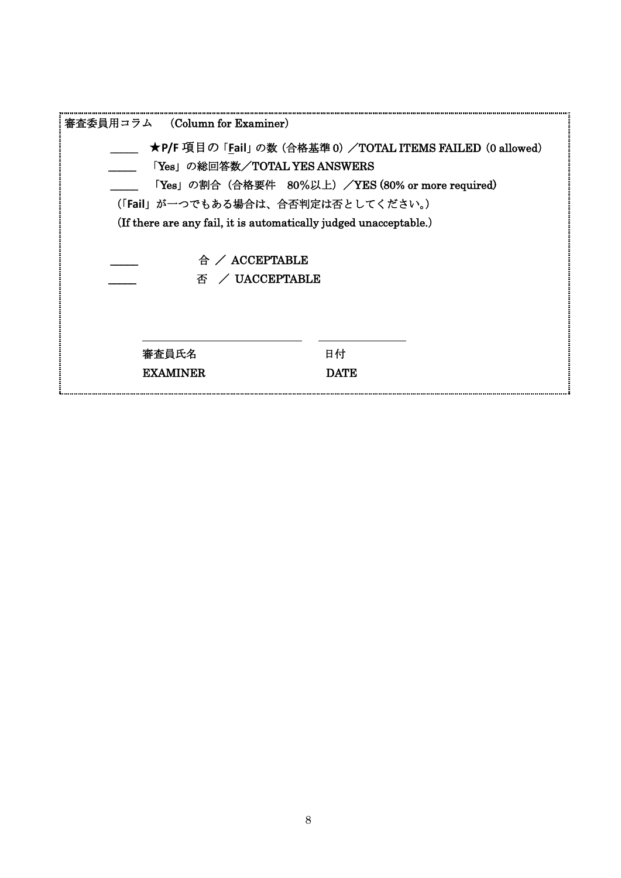審査委員用コラム　（Column for Examiner）

_____ ★**P/F** 項目の「**Fail**」の数（合格基準 0）／TOTAL ITEMS FAILED（0 allowed）

_____ 「Yes」の総回答数／TOTAL YES ANSWERS

_____ 「Yes」の割合（合格要件　80%以上）／YES (80% or more required)

（「**Fail**」が一つでもある場合は、合否判定は否としてください。）

(If there are any fail, it is automatically judged unacceptable.)

_____ 　　　合 ／ ACCEPTABLE

_____ 　　　否 ／ UACCEPTABLE

______________________________　　　__________________

審査員氏名　　　　　　　　　　　　　日付

EXAMINER　　　　　　　　　　　　　DATE